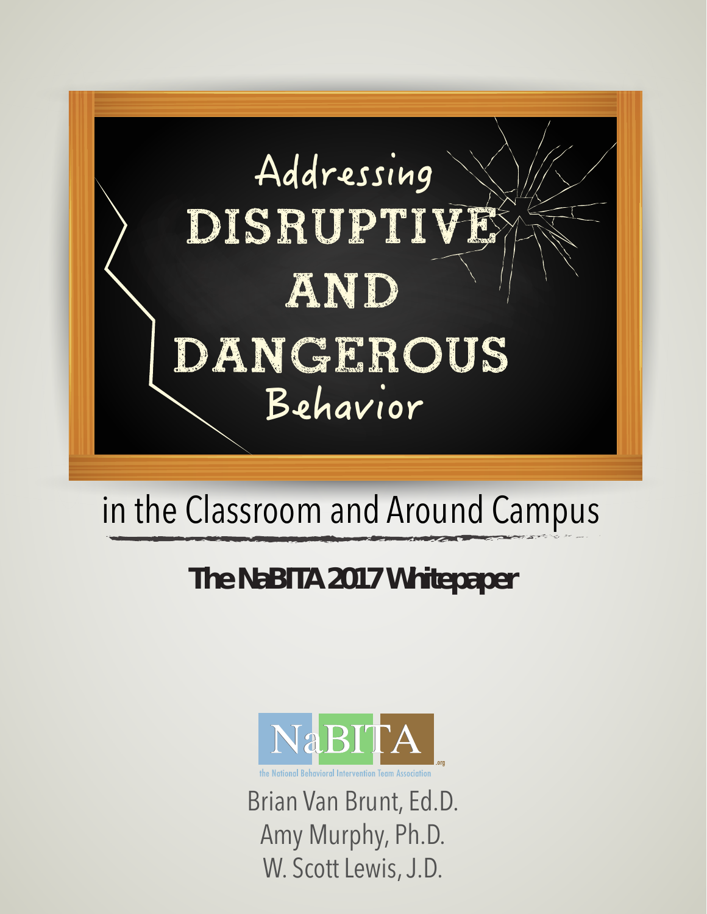# Addressing DISRUPTIVE AND DANGEROUS Behavior

## in the Classroom and Around Campus

**The NaBITA 2017 Whitepaper**

NaBITA.org
the National Behavioral Intervention Team Association

Brian Van Brunt, Ed.D.
Amy Murphy, Ph.D.
W. Scott Lewis, J.D.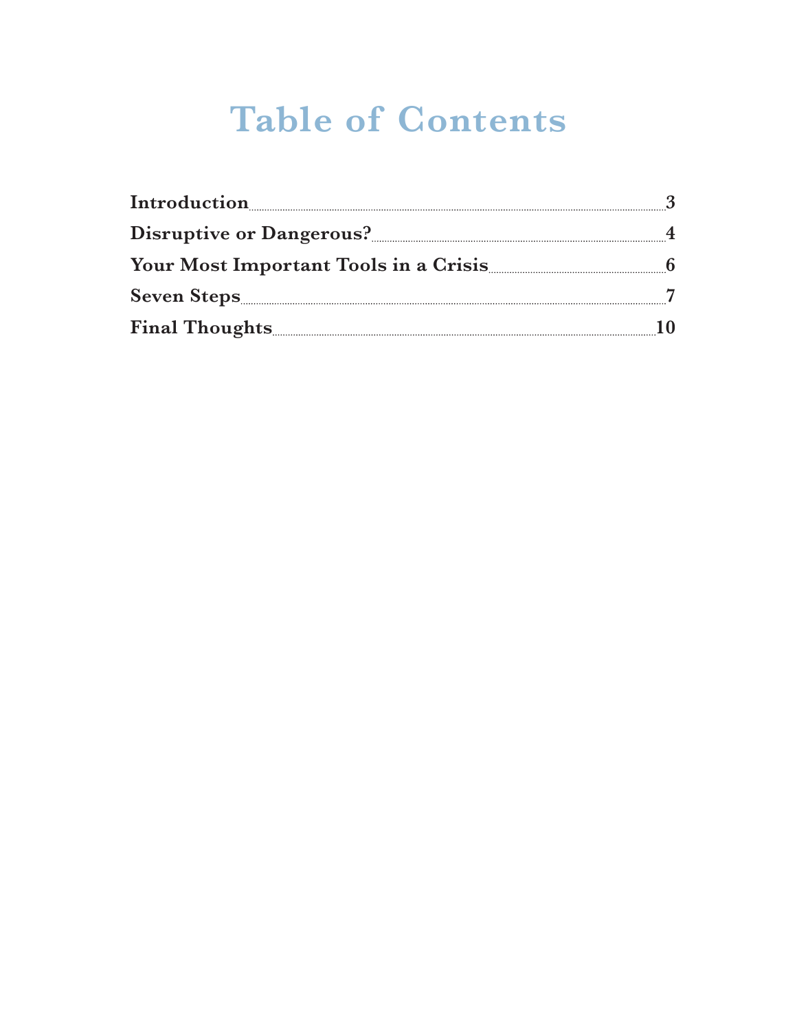# Table of Contents

| | |
|---|---|
| **Introduction** | **3** |
| **Disruptive or Dangerous?** | **4** |
| **Your Most Important Tools in a Crisis** | **6** |
| **Seven Steps** | **7** |
| **Final Thoughts** | **10** |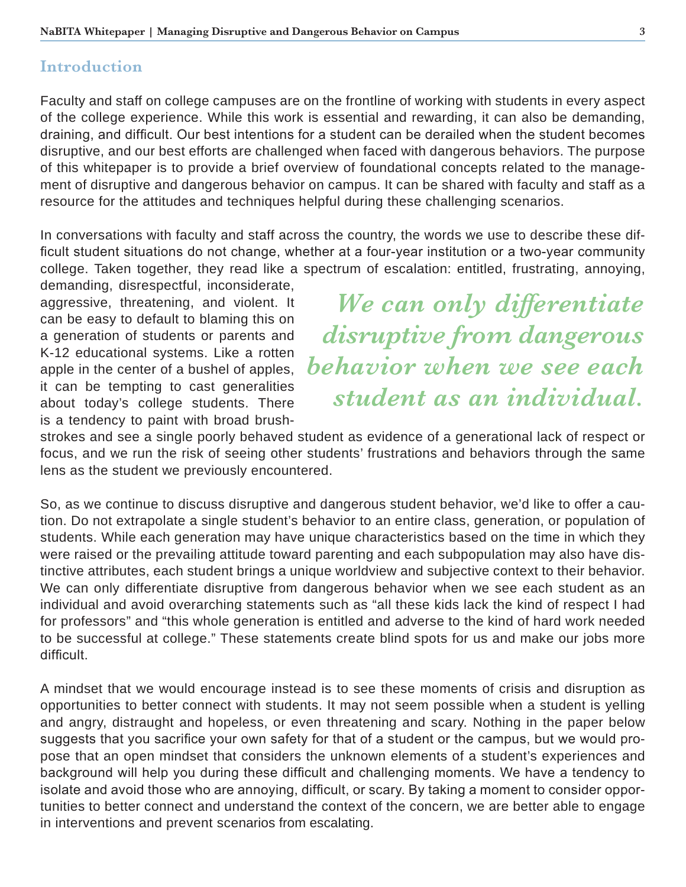## Introduction

Faculty and staff on college campuses are on the frontline of working with students in every aspect of the college experience. While this work is essential and rewarding, it can also be demanding, draining, and difficult. Our best intentions for a student can be derailed when the student becomes disruptive, and our best efforts are challenged when faced with dangerous behaviors. The purpose of this whitepaper is to provide a brief overview of foundational concepts related to the management of disruptive and dangerous behavior on campus. It can be shared with faculty and staff as a resource for the attitudes and techniques helpful during these challenging scenarios.

In conversations with faculty and staff across the country, the words we use to describe these difficult student situations do not change, whether at a four-year institution or a two-year community college. Taken together, they read like a spectrum of escalation: entitled, frustrating, annoying, demanding, disrespectful, inconsiderate, aggressive, threatening, and violent. It can be easy to default to blaming this on a generation of students or parents and K-12 educational systems. Like a rotten apple in the center of a bushel of apples, it can be tempting to cast generalities about today's college students. There is a tendency to paint with broad brushstrokes and see a single poorly behaved student as evidence of a generational lack of respect or focus, and we run the risk of seeing other students' frustrations and behaviors through the same lens as the student we previously encountered.

> ***We can only differentiate disruptive from dangerous behavior when we see each student as an individual.***

So, as we continue to discuss disruptive and dangerous student behavior, we'd like to offer a caution. Do not extrapolate a single student's behavior to an entire class, generation, or population of students. While each generation may have unique characteristics based on the time in which they were raised or the prevailing attitude toward parenting and each subpopulation may also have distinctive attributes, each student brings a unique worldview and subjective context to their behavior. We can only differentiate disruptive from dangerous behavior when we see each student as an individual and avoid overarching statements such as "all these kids lack the kind of respect I had for professors" and "this whole generation is entitled and adverse to the kind of hard work needed to be successful at college." These statements create blind spots for us and make our jobs more difficult.

A mindset that we would encourage instead is to see these moments of crisis and disruption as opportunities to better connect with students. It may not seem possible when a student is yelling and angry, distraught and hopeless, or even threatening and scary. Nothing in the paper below suggests that you sacrifice your own safety for that of a student or the campus, but we would propose that an open mindset that considers the unknown elements of a student's experiences and background will help you during these difficult and challenging moments. We have a tendency to isolate and avoid those who are annoying, difficult, or scary. By taking a moment to consider opportunities to better connect and understand the context of the concern, we are better able to engage in interventions and prevent scenarios from escalating.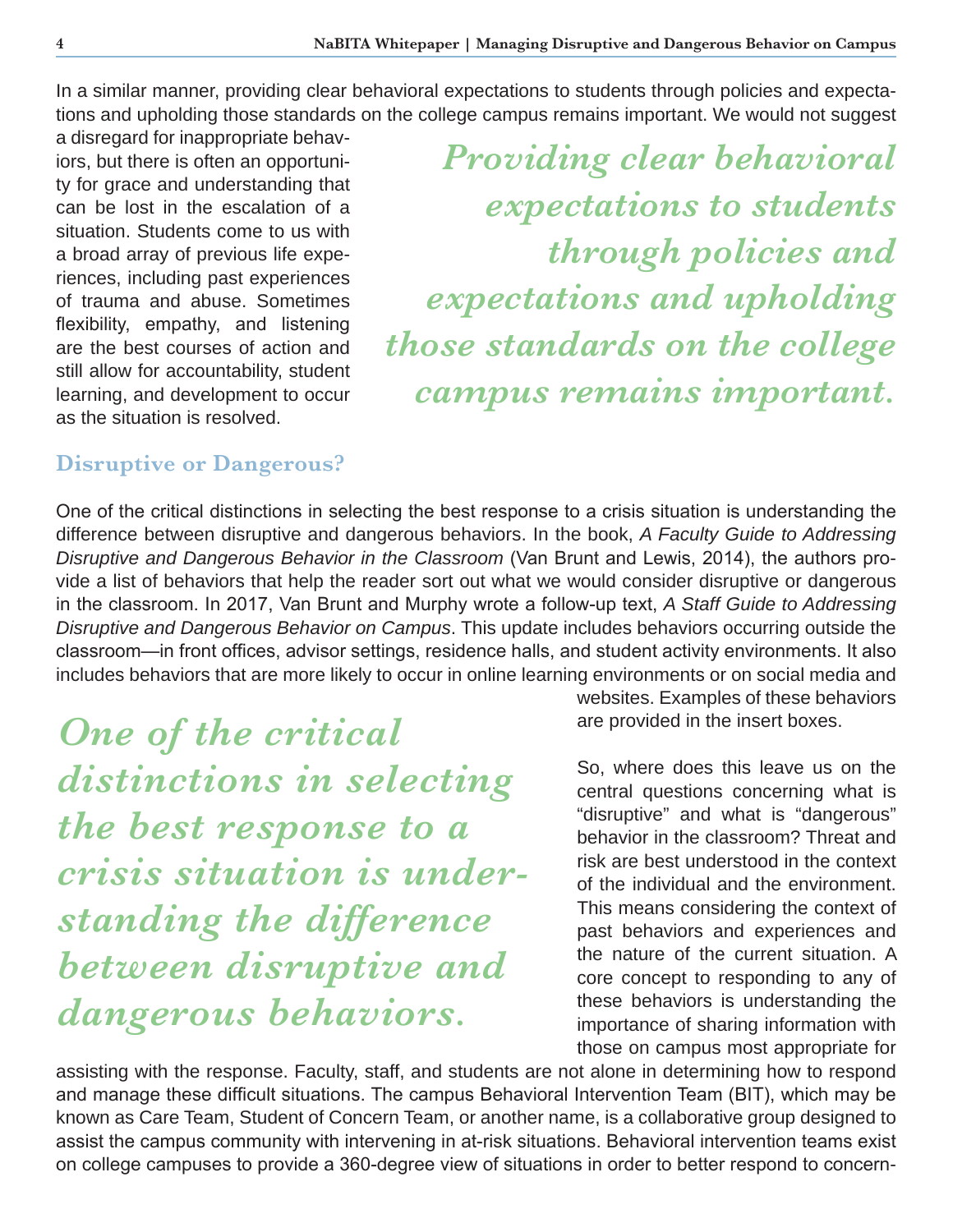In a similar manner, providing clear behavioral expectations to students through policies and expectations and upholding those standards on the college campus remains important. We would not suggest a disregard for inappropriate behaviors, but there is often an opportunity for grace and understanding that can be lost in the escalation of a situation. Students come to us with a broad array of previous life experiences, including past experiences of trauma and abuse. Sometimes flexibility, empathy, and listening are the best courses of action and still allow for accountability, student learning, and development to occur as the situation is resolved.

> *Providing clear behavioral expectations to students through policies and expectations and upholding those standards on the college campus remains important.*

## Disruptive or Dangerous?

One of the critical distinctions in selecting the best response to a crisis situation is understanding the difference between disruptive and dangerous behaviors. In the book, *A Faculty Guide to Addressing Disruptive and Dangerous Behavior in the Classroom* (Van Brunt and Lewis, 2014), the authors provide a list of behaviors that help the reader sort out what we would consider disruptive or dangerous in the classroom. In 2017, Van Brunt and Murphy wrote a follow-up text, *A Staff Guide to Addressing Disruptive and Dangerous Behavior on Campus*. This update includes behaviors occurring outside the classroom—in front offices, advisor settings, residence halls, and student activity environments. It also includes behaviors that are more likely to occur in online learning environments or on social media and websites. Examples of these behaviors are provided in the insert boxes.

> *One of the critical distinctions in selecting the best response to a crisis situation is understanding the difference between disruptive and dangerous behaviors.*

So, where does this leave us on the central questions concerning what is "disruptive" and what is "dangerous" behavior in the classroom? Threat and risk are best understood in the context of the individual and the environment. This means considering the context of past behaviors and experiences and the nature of the current situation. A core concept to responding to any of these behaviors is understanding the importance of sharing information with those on campus most appropriate for assisting with the response. Faculty, staff, and students are not alone in determining how to respond and manage these difficult situations. The campus Behavioral Intervention Team (BIT), which may be known as Care Team, Student of Concern Team, or another name, is a collaborative group designed to assist the campus community with intervening in at-risk situations. Behavioral intervention teams exist on college campuses to provide a 360-degree view of situations in order to better respond to concern-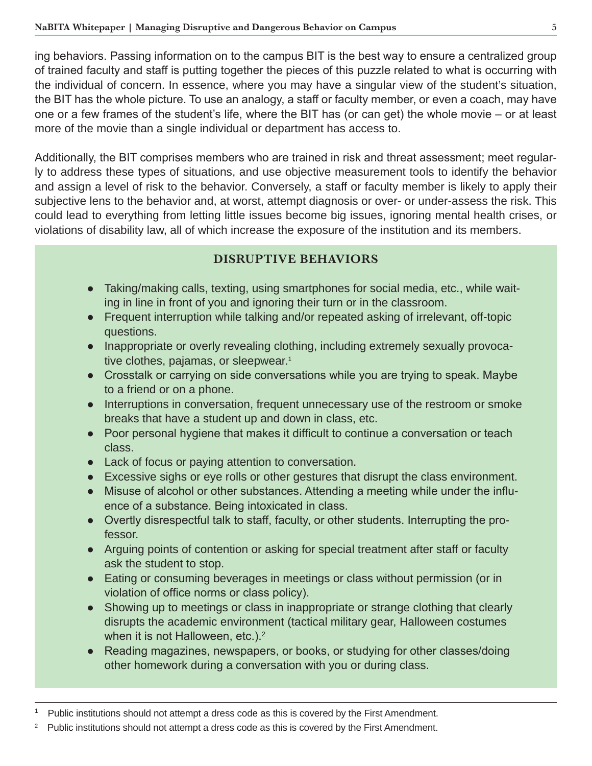ing behaviors. Passing information on to the campus BIT is the best way to ensure a centralized group of trained faculty and staff is putting together the pieces of this puzzle related to what is occurring with the individual of concern. In essence, where you may have a singular view of the student's situation, the BIT has the whole picture. To use an analogy, a staff or faculty member, or even a coach, may have one or a few frames of the student's life, where the BIT has (or can get) the whole movie – or at least more of the movie than a single individual or department has access to.

Additionally, the BIT comprises members who are trained in risk and threat assessment; meet regularly to address these types of situations, and use objective measurement tools to identify the behavior and assign a level of risk to the behavior. Conversely, a staff or faculty member is likely to apply their subjective lens to the behavior and, at worst, attempt diagnosis or over- or under-assess the risk. This could lead to everything from letting little issues become big issues, ignoring mental health crises, or violations of disability law, all of which increase the exposure of the institution and its members.

## DISRUPTIVE BEHAVIORS

- Taking/making calls, texting, using smartphones for social media, etc., while waiting in line in front of you and ignoring their turn or in the classroom.
- Frequent interruption while talking and/or repeated asking of irrelevant, off-topic questions.
- Inappropriate or overly revealing clothing, including extremely sexually provocative clothes, pajamas, or sleepwear.[1]
- Crosstalk or carrying on side conversations while you are trying to speak. Maybe to a friend or on a phone.
- Interruptions in conversation, frequent unnecessary use of the restroom or smoke breaks that have a student up and down in class, etc.
- Poor personal hygiene that makes it difficult to continue a conversation or teach class.
- Lack of focus or paying attention to conversation.
- Excessive sighs or eye rolls or other gestures that disrupt the class environment.
- Misuse of alcohol or other substances. Attending a meeting while under the influence of a substance. Being intoxicated in class.
- Overtly disrespectful talk to staff, faculty, or other students. Interrupting the professor.
- Arguing points of contention or asking for special treatment after staff or faculty ask the student to stop.
- Eating or consuming beverages in meetings or class without permission (or in violation of office norms or class policy).
- Showing up to meetings or class in inappropriate or strange clothing that clearly disrupts the academic environment (tactical military gear, Halloween costumes when it is not Halloween, etc.).[2]
- Reading magazines, newspapers, or books, or studying for other classes/doing other homework during a conversation with you or during class.

---

[1] Public institutions should not attempt a dress code as this is covered by the First Amendment.

[2] Public institutions should not attempt a dress code as this is covered by the First Amendment.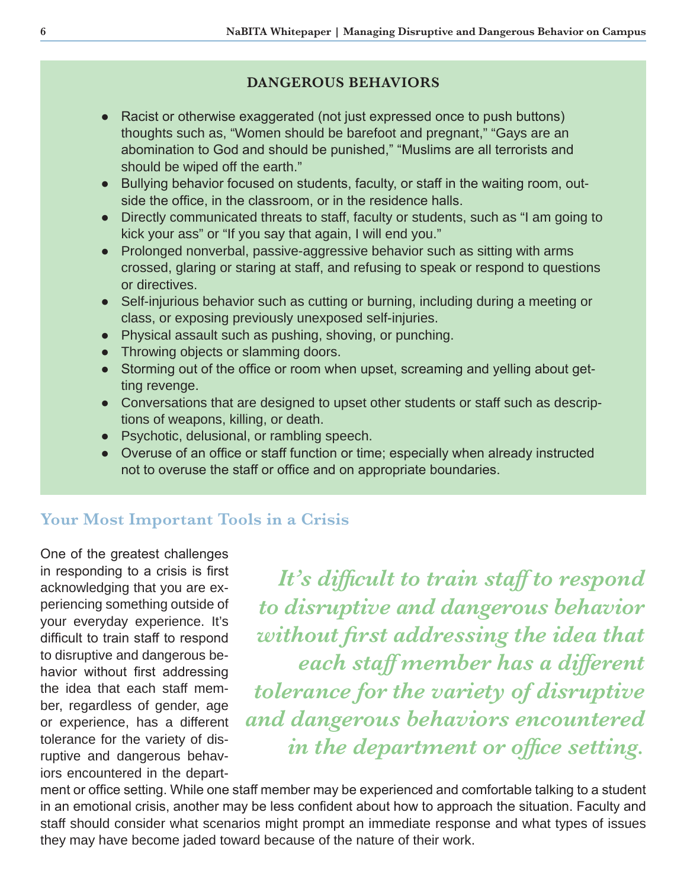## DANGEROUS BEHAVIORS

- Racist or otherwise exaggerated (not just expressed once to push buttons) thoughts such as, “Women should be barefoot and pregnant,” “Gays are an abomination to God and should be punished,” “Muslims are all terrorists and should be wiped off the earth.”
- Bullying behavior focused on students, faculty, or staff in the waiting room, outside the office, in the classroom, or in the residence halls.
- Directly communicated threats to staff, faculty or students, such as “I am going to kick your ass” or “If you say that again, I will end you.”
- Prolonged nonverbal, passive-aggressive behavior such as sitting with arms crossed, glaring or staring at staff, and refusing to speak or respond to questions or directives.
- Self-injurious behavior such as cutting or burning, including during a meeting or class, or exposing previously unexposed self-injuries.
- Physical assault such as pushing, shoving, or punching.
- Throwing objects or slamming doors.
- Storming out of the office or room when upset, screaming and yelling about getting revenge.
- Conversations that are designed to upset other students or staff such as descriptions of weapons, killing, or death.
- Psychotic, delusional, or rambling speech.
- Overuse of an office or staff function or time; especially when already instructed not to overuse the staff or office and on appropriate boundaries.

## Your Most Important Tools in a Crisis

*It’s difficult to train staff to respond to disruptive and dangerous behavior without first addressing the idea that each staff member has a different tolerance for the variety of disruptive and dangerous behaviors encountered in the department or office setting.*

One of the greatest challenges in responding to a crisis is first acknowledging that you are experiencing something outside of your everyday experience. It’s difficult to train staff to respond to disruptive and dangerous behavior without first addressing the idea that each staff member, regardless of gender, age or experience, has a different tolerance for the variety of disruptive and dangerous behaviors encountered in the department or office setting. While one staff member may be experienced and comfortable talking to a student in an emotional crisis, another may be less confident about how to approach the situation. Faculty and staff should consider what scenarios might prompt an immediate response and what types of issues they may have become jaded toward because of the nature of their work.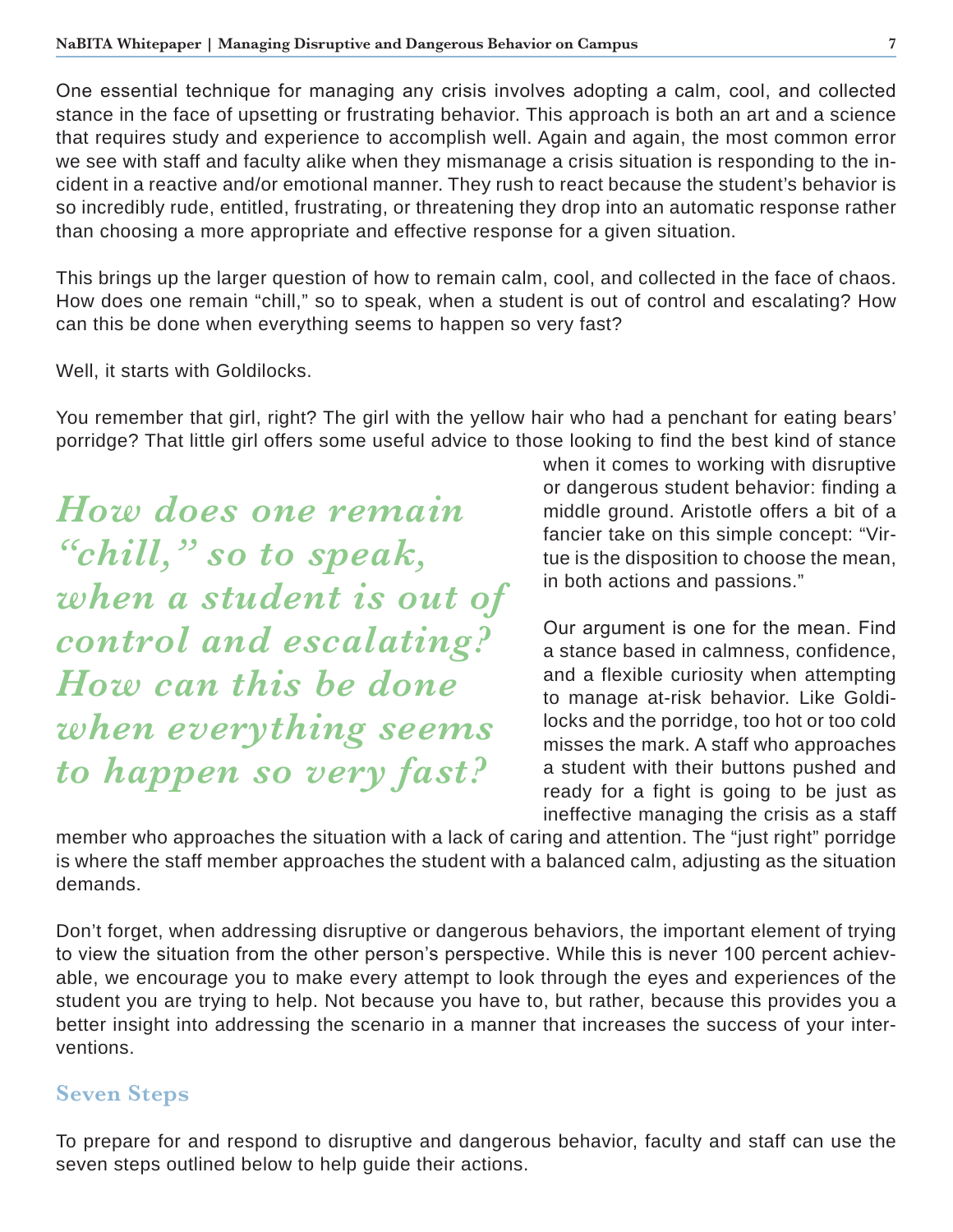One essential technique for managing any crisis involves adopting a calm, cool, and collected stance in the face of upsetting or frustrating behavior. This approach is both an art and a science that requires study and experience to accomplish well. Again and again, the most common error we see with staff and faculty alike when they mismanage a crisis situation is responding to the incident in a reactive and/or emotional manner. They rush to react because the student's behavior is so incredibly rude, entitled, frustrating, or threatening they drop into an automatic response rather than choosing a more appropriate and effective response for a given situation.

This brings up the larger question of how to remain calm, cool, and collected in the face of chaos. How does one remain "chill," so to speak, when a student is out of control and escalating? How can this be done when everything seems to happen so very fast?

Well, it starts with Goldilocks.

You remember that girl, right? The girl with the yellow hair who had a penchant for eating bears' porridge? That little girl offers some useful advice to those looking to find the best kind of stance when it comes to working with disruptive or dangerous student behavior: finding a middle ground. Aristotle offers a bit of a fancier take on this simple concept: "Virtue is the disposition to choose the mean, in both actions and passions."

> ***How does one remain "chill," so to speak, when a student is out of control and escalating? How can this be done when everything seems to happen so very fast?***

Our argument is one for the mean. Find a stance based in calmness, confidence, and a flexible curiosity when attempting to manage at-risk behavior. Like Goldilocks and the porridge, too hot or too cold misses the mark. A staff who approaches a student with their buttons pushed and ready for a fight is going to be just as ineffective managing the crisis as a staff member who approaches the situation with a lack of caring and attention. The "just right" porridge is where the staff member approaches the student with a balanced calm, adjusting as the situation demands.

Don't forget, when addressing disruptive or dangerous behaviors, the important element of trying to view the situation from the other person's perspective. While this is never 100 percent achievable, we encourage you to make every attempt to look through the eyes and experiences of the student you are trying to help. Not because you have to, but rather, because this provides you a better insight into addressing the scenario in a manner that increases the success of your interventions.

## Seven Steps

To prepare for and respond to disruptive and dangerous behavior, faculty and staff can use the seven steps outlined below to help guide their actions.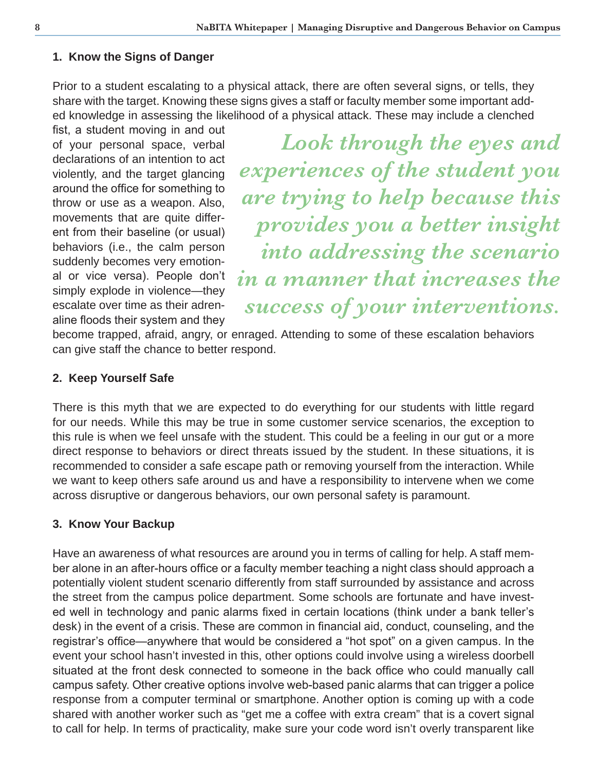### 1. Know the Signs of Danger

Prior to a student escalating to a physical attack, there are often several signs, or tells, they share with the target. Knowing these signs gives a staff or faculty member some important added knowledge in assessing the likelihood of a physical attack. These may include a clenched fist, a student moving in and out of your personal space, verbal declarations of an intention to act violently, and the target glancing around the office for something to throw or use as a weapon. Also, movements that are quite different from their baseline (or usual) behaviors (i.e., the calm person suddenly becomes very emotional or vice versa). People don't simply explode in violence—they escalate over time as their adrenaline floods their system and they become trapped, afraid, angry, or enraged. Attending to some of these escalation behaviors can give staff the chance to better respond.

> *Look through the eyes and experiences of the student you are trying to help because this provides you a better insight into addressing the scenario in a manner that increases the success of your interventions.*

### 2. Keep Yourself Safe

There is this myth that we are expected to do everything for our students with little regard for our needs. While this may be true in some customer service scenarios, the exception to this rule is when we feel unsafe with the student. This could be a feeling in our gut or a more direct response to behaviors or direct threats issued by the student. In these situations, it is recommended to consider a safe escape path or removing yourself from the interaction. While we want to keep others safe around us and have a responsibility to intervene when we come across disruptive or dangerous behaviors, our own personal safety is paramount.

### 3. Know Your Backup

Have an awareness of what resources are around you in terms of calling for help. A staff member alone in an after-hours office or a faculty member teaching a night class should approach a potentially violent student scenario differently from staff surrounded by assistance and across the street from the campus police department. Some schools are fortunate and have invested well in technology and panic alarms fixed in certain locations (think under a bank teller's desk) in the event of a crisis. These are common in financial aid, conduct, counseling, and the registrar's office—anywhere that would be considered a "hot spot" on a given campus. In the event your school hasn't invested in this, other options could involve using a wireless doorbell situated at the front desk connected to someone in the back office who could manually call campus safety. Other creative options involve web-based panic alarms that can trigger a police response from a computer terminal or smartphone. Another option is coming up with a code shared with another worker such as "get me a coffee with extra cream" that is a covert signal to call for help. In terms of practicality, make sure your code word isn't overly transparent like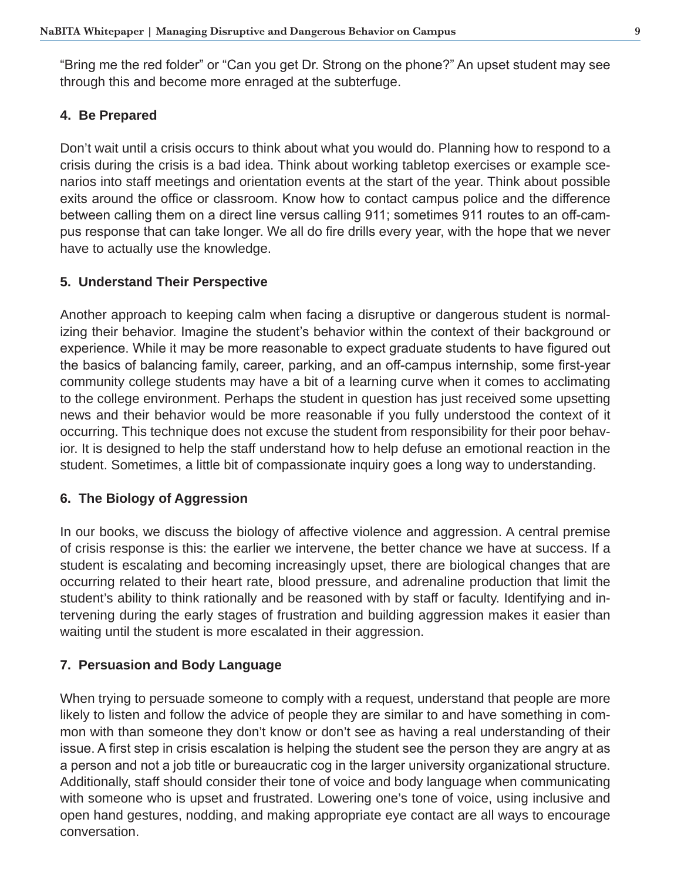“Bring me the red folder” or “Can you get Dr. Strong on the phone?” An upset student may see through this and become more enraged at the subterfuge.

#### 4. Be Prepared

Don’t wait until a crisis occurs to think about what you would do. Planning how to respond to a crisis during the crisis is a bad idea. Think about working tabletop exercises or example scenarios into staff meetings and orientation events at the start of the year. Think about possible exits around the office or classroom. Know how to contact campus police and the difference between calling them on a direct line versus calling 911; sometimes 911 routes to an off-campus response that can take longer. We all do fire drills every year, with the hope that we never have to actually use the knowledge.

#### 5. Understand Their Perspective

Another approach to keeping calm when facing a disruptive or dangerous student is normalizing their behavior. Imagine the student’s behavior within the context of their background or experience. While it may be more reasonable to expect graduate students to have figured out the basics of balancing family, career, parking, and an off-campus internship, some first-year community college students may have a bit of a learning curve when it comes to acclimating to the college environment. Perhaps the student in question has just received some upsetting news and their behavior would be more reasonable if you fully understood the context of it occurring. This technique does not excuse the student from responsibility for their poor behavior. It is designed to help the staff understand how to help defuse an emotional reaction in the student. Sometimes, a little bit of compassionate inquiry goes a long way to understanding.

#### 6. The Biology of Aggression

In our books, we discuss the biology of affective violence and aggression. A central premise of crisis response is this: the earlier we intervene, the better chance we have at success. If a student is escalating and becoming increasingly upset, there are biological changes that are occurring related to their heart rate, blood pressure, and adrenaline production that limit the student’s ability to think rationally and be reasoned with by staff or faculty. Identifying and intervening during the early stages of frustration and building aggression makes it easier than waiting until the student is more escalated in their aggression.

#### 7. Persuasion and Body Language

When trying to persuade someone to comply with a request, understand that people are more likely to listen and follow the advice of people they are similar to and have something in common with than someone they don’t know or don’t see as having a real understanding of their issue. A first step in crisis escalation is helping the student see the person they are angry at as a person and not a job title or bureaucratic cog in the larger university organizational structure. Additionally, staff should consider their tone of voice and body language when communicating with someone who is upset and frustrated. Lowering one’s tone of voice, using inclusive and open hand gestures, nodding, and making appropriate eye contact are all ways to encourage conversation.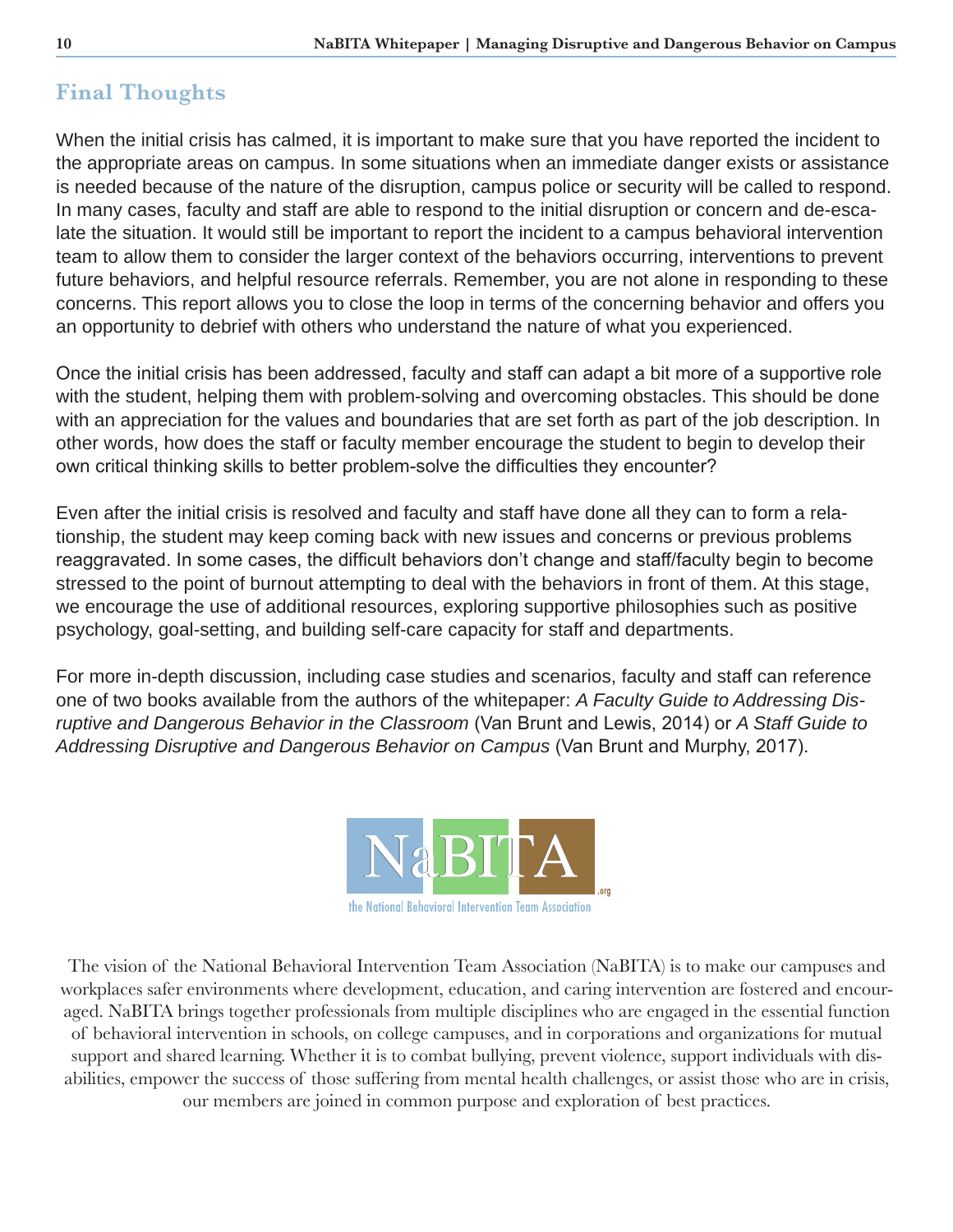## Final Thoughts

When the initial crisis has calmed, it is important to make sure that you have reported the incident to the appropriate areas on campus. In some situations when an immediate danger exists or assistance is needed because of the nature of the disruption, campus police or security will be called to respond. In many cases, faculty and staff are able to respond to the initial disruption or concern and de-escalate the situation. It would still be important to report the incident to a campus behavioral intervention team to allow them to consider the larger context of the behaviors occurring, interventions to prevent future behaviors, and helpful resource referrals. Remember, you are not alone in responding to these concerns. This report allows you to close the loop in terms of the concerning behavior and offers you an opportunity to debrief with others who understand the nature of what you experienced.

Once the initial crisis has been addressed, faculty and staff can adapt a bit more of a supportive role with the student, helping them with problem-solving and overcoming obstacles. This should be done with an appreciation for the values and boundaries that are set forth as part of the job description. In other words, how does the staff or faculty member encourage the student to begin to develop their own critical thinking skills to better problem-solve the difficulties they encounter?

Even after the initial crisis is resolved and faculty and staff have done all they can to form a relationship, the student may keep coming back with new issues and concerns or previous problems reaggravated. In some cases, the difficult behaviors don't change and staff/faculty begin to become stressed to the point of burnout attempting to deal with the behaviors in front of them. At this stage, we encourage the use of additional resources, exploring supportive philosophies such as positive psychology, goal-setting, and building self-care capacity for staff and departments.

For more in-depth discussion, including case studies and scenarios, faculty and staff can reference one of two books available from the authors of the whitepaper: *A Faculty Guide to Addressing Disruptive and Dangerous Behavior in the Classroom* (Van Brunt and Lewis, 2014) or *A Staff Guide to Addressing Disruptive and Dangerous Behavior on Campus* (Van Brunt and Murphy, 2017).

NaBITA .org

the National Behavioral Intervention Team Association

The vision of the National Behavioral Intervention Team Association (NaBITA) is to make our campuses and workplaces safer environments where development, education, and caring intervention are fostered and encouraged. NaBITA brings together professionals from multiple disciplines who are engaged in the essential function of behavioral intervention in schools, on college campuses, and in corporations and organizations for mutual support and shared learning. Whether it is to combat bullying, prevent violence, support individuals with disabilities, empower the success of those suffering from mental health challenges, or assist those who are in crisis, our members are joined in common purpose and exploration of best practices.